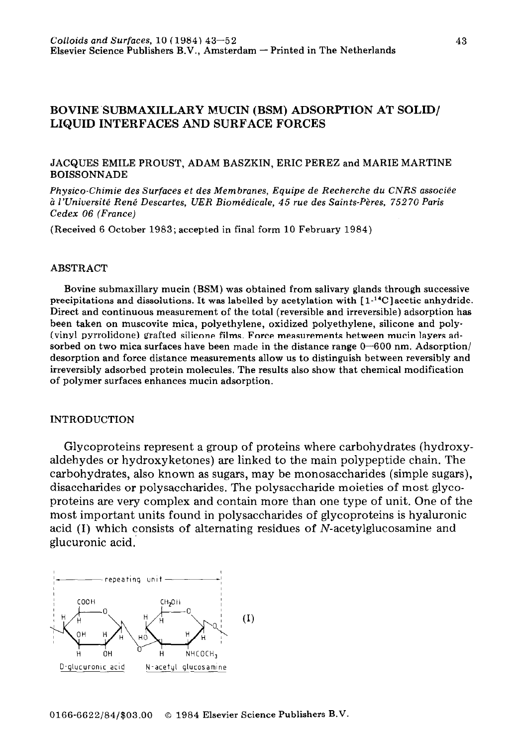# BOVINE SUBMAXILLARY MUCIN (BSM) ADSORPTION AT SOLID/LIQUID INTERFACES AND SURFACE FORCES

JACQUES EMILE PROUST, ADAM BASZKIN, ERIC PEREZ and MARIE MARTINE BOISSONNADE

*Physico-Chimie des Surfaces et des Membranes, Equipe de Recherche du CNRS associée à l'Université René Descartes, UER Biomédicale, 45 rue des Saints-Pères, 75270 Paris Cedex 06 (France)*

(Received 6 October 1983; accepted in final form 10 February 1984)

## ABSTRACT

Bovine submaxillary mucin (BSM) was obtained from salivary glands through successive precipitations and dissolutions. It was labelled by acetylation with [1-$^{14}$C]acetic anhydride. Direct and continuous measurement of the total (reversible and irreversible) adsorption has been taken on muscovite mica, polyethylene, oxidized polyethylene, silicone and poly(vinyl pyrrolidone) grafted silicone films. Force measurements between mucin layers adsorbed on two mica surfaces have been made in the distance range 0–600 nm. Adsorption/desorption and force distance measurements allow us to distinguish between reversibly and irreversibly adsorbed protein molecules. The results also show that chemical modification of polymer surfaces enhances mucin adsorption.

## INTRODUCTION

Glycoproteins represent a group of proteins where carbohydrates (hydroxyaldehydes or hydroxyketones) are linked to the main polypeptide chain. The carbohydrates, also known as sugars, may be monosaccharides (simple sugars), disaccharides or polysaccharides. The polysaccharide moieties of most glycoproteins are very complex and contain more than one type of unit. One of the most important units found in polysaccharides of glycoproteins is hyaluronic acid (I) which consists of alternating residues of *N*-acetylglucosamine and glucuronic acid.

(I) — repeating unit: D-glucuronic acid — N-acetyl glucosamine

0166-6622/84/$03.00 © 1984 Elsevier Science Publishers B.V.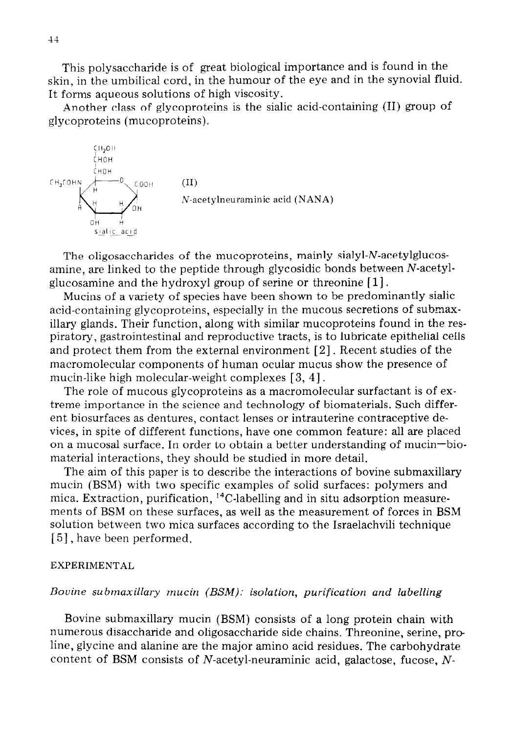This polysaccharide is of great biological importance and is found in the skin, in the umbilical cord, in the humour of the eye and in the synovial fluid. It forms aqueous solutions of high viscosity.

Another class of glycoproteins is the sialic acid-containing (II) group of glycoproteins (mucoproteins).

(II)

*N*-acetylneuraminic acid (NANA)

The oligosaccharides of the mucoproteins, mainly sialyl-*N*-acetylglucosamine, are linked to the peptide through glycosidic bonds between *N*-acetylglucosamine and the hydroxyl group of serine or threonine [1].

Mucins of a variety of species have been shown to be predominantly sialic acid-containing glycoproteins, especially in the mucous secretions of submaxillary glands. Their function, along with similar mucoproteins found in the respiratory, gastrointestinal and reproductive tracts, is to lubricate epithelial cells and protect them from the external environment [2]. Recent studies of the macromolecular components of human ocular mucus show the presence of mucin-like high molecular-weight complexes [3, 4].

The role of mucous glycoproteins as a macromolecular surfactant is of extreme importance in the science and technology of biomaterials. Such different biosurfaces as dentures, contact lenses or intrauterine contraceptive devices, in spite of different functions, have one common feature: all are placed on a mucosal surface. In order to obtain a better understanding of mucin—biomaterial interactions, they should be studied in more detail.

The aim of this paper is to describe the interactions of bovine submaxillary mucin (BSM) with two specific examples of solid surfaces: polymers and mica. Extraction, purification, $^{14}C$-labelling and in situ adsorption measurements of BSM on these surfaces, as well as the measurement of forces in BSM solution between two mica surfaces according to the Israelachvili technique [5], have been performed.

## EXPERIMENTAL

### *Bovine submaxillary mucin (BSM): isolation, purification and labelling*

Bovine submaxillary mucin (BSM) consists of a long protein chain with numerous disaccharide and oligosaccharide side chains. Threonine, serine, proline, glycine and alanine are the major amino acid residues. The carbohydrate content of BSM consists of *N*-acetyl-neuraminic acid, galactose, fucose, *N*-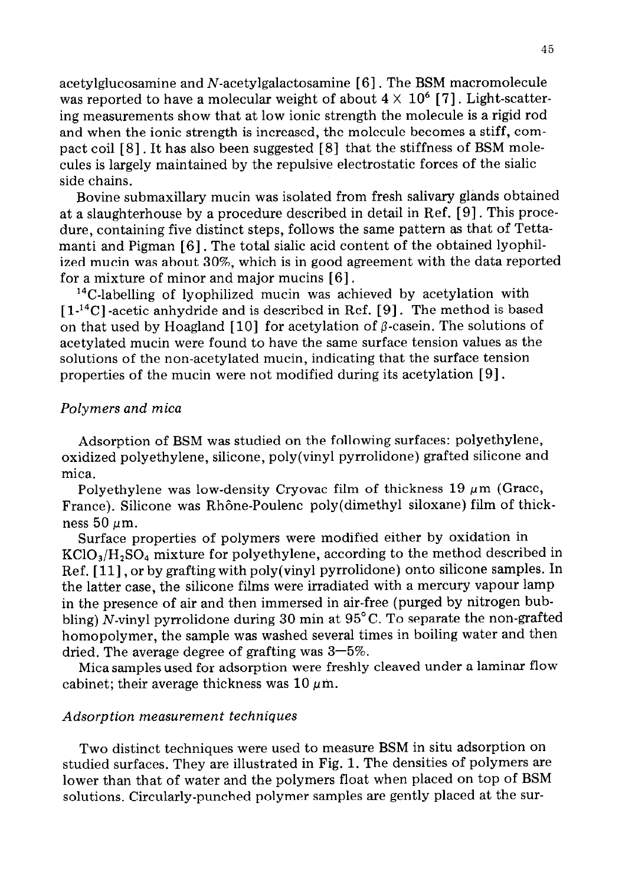acetylglucosamine and *N*-acetylgalactosamine [6]. The BSM macromolecule was reported to have a molecular weight of about $4 \times 10^6$ [7]. Light-scattering measurements show that at low ionic strength the molecule is a rigid rod and when the ionic strength is increased, the molecule becomes a stiff, compact coil [8]. It has also been suggested [8] that the stiffness of BSM molecules is largely maintained by the repulsive electrostatic forces of the sialic side chains.

Bovine submaxillary mucin was isolated from fresh salivary glands obtained at a slaughterhouse by a procedure described in detail in Ref. [9]. This procedure, containing five distinct steps, follows the same pattern as that of Tettamanti and Pigman [6]. The total sialic acid content of the obtained lyophilized mucin was about 30%, which is in good agreement with the data reported for a mixture of minor and major mucins [6].

$^{14}$C-labelling of lyophilized mucin was achieved by acetylation with [1-$^{14}$C]-acetic anhydride and is described in Ref. [9]. The method is based on that used by Hoagland [10] for acetylation of $\beta$-casein. The solutions of acetylated mucin were found to have the same surface tension values as the solutions of the non-acetylated mucin, indicating that the surface tension properties of the mucin were not modified during its acetylation [9].

### *Polymers and mica*

Adsorption of BSM was studied on the following surfaces: polyethylene, oxidized polyethylene, silicone, poly(vinyl pyrrolidone) grafted silicone and mica.

Polyethylene was low-density Cryovac film of thickness 19 $\mu$m (Grace, France). Silicone was Rhône-Poulenc poly(dimethyl siloxane) film of thickness 50 $\mu$m.

Surface properties of polymers were modified either by oxidation in $KClO_3/H_2SO_4$ mixture for polyethylene, according to the method described in Ref. [11], or by grafting with poly(vinyl pyrrolidone) onto silicone samples. In the latter case, the silicone films were irradiated with a mercury vapour lamp in the presence of air and then immersed in air-free (purged by nitrogen bubbling) *N*-vinyl pyrrolidone during 30 min at 95°C. To separate the non-grafted homopolymer, the sample was washed several times in boiling water and then dried. The average degree of grafting was 3—5%.

Mica samples used for adsorption were freshly cleaved under a laminar flow cabinet; their average thickness was 10 $\mu$m.

### *Adsorption measurement techniques*

Two distinct techniques were used to measure BSM in situ adsorption on studied surfaces. They are illustrated in Fig. 1. The densities of polymers are lower than that of water and the polymers float when placed on top of BSM solutions. Circularly-punched polymer samples are gently placed at the sur-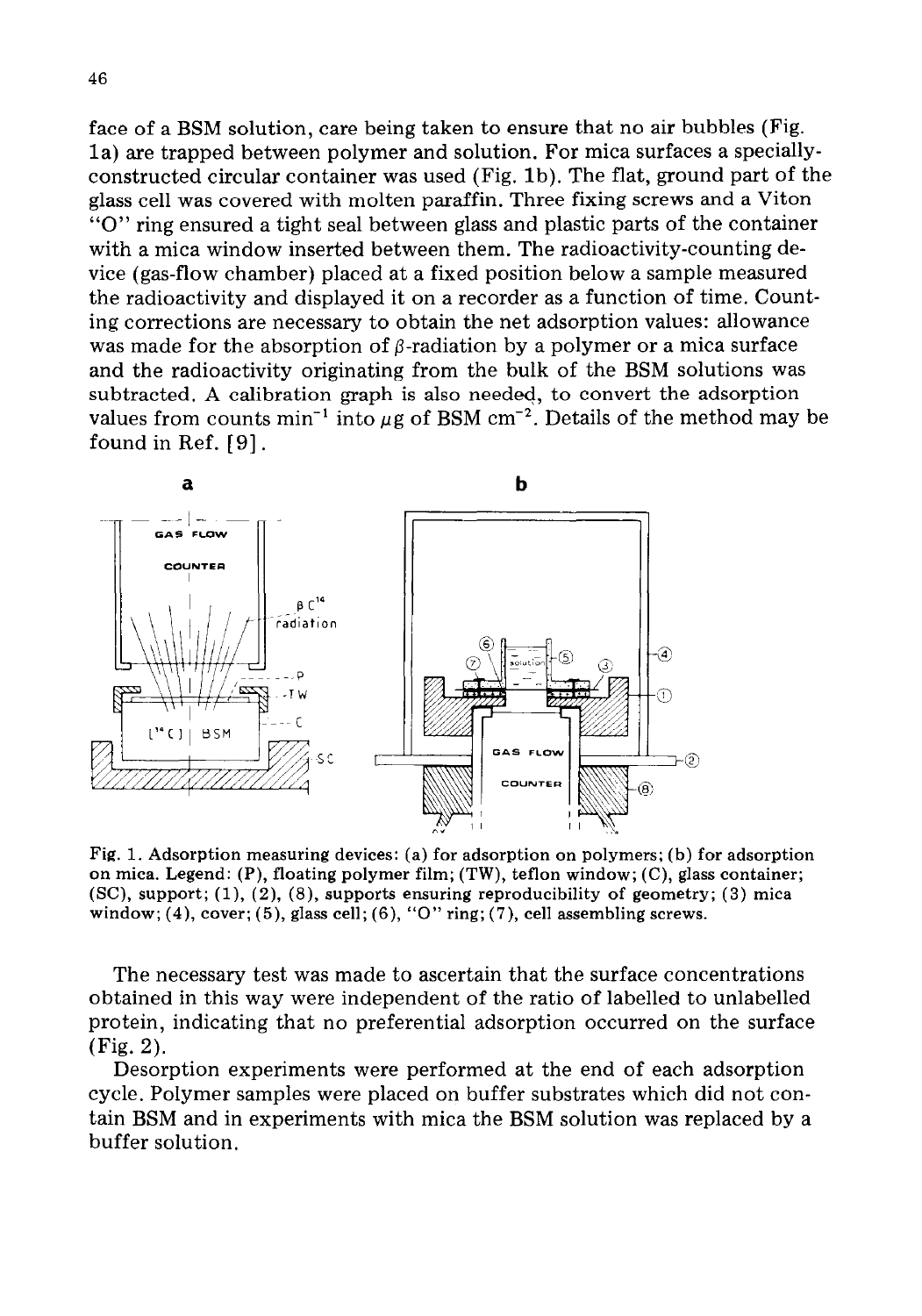face of a BSM solution, care being taken to ensure that no air bubbles (Fig. 1a) are trapped between polymer and solution. For mica surfaces a specially-constructed circular container was used (Fig. 1b). The flat, ground part of the glass cell was covered with molten paraffin. Three fixing screws and a Viton "O" ring ensured a tight seal between glass and plastic parts of the container with a mica window inserted between them. The radioactivity-counting device (gas-flow chamber) placed at a fixed position below a sample measured the radioactivity and displayed it on a recorder as a function of time. Counting corrections are necessary to obtain the net adsorption values: allowance was made for the absorption of $\beta$-radiation by a polymer or a mica surface and the radioactivity originating from the bulk of the BSM solutions was subtracted. A calibration graph is also needed, to convert the adsorption values from counts min$^{-1}$ into $\mu$g of BSM cm$^{-2}$. Details of the method may be found in Ref. [9].

Fig. 1. Adsorption measuring devices: (a) for adsorption on polymers; (b) for adsorption on mica. Legend: (P), floating polymer film; (TW), teflon window; (C), glass container; (SC), support; (1), (2), (8), supports ensuring reproducibility of geometry; (3) mica window; (4), cover; (5), glass cell; (6), "O" ring; (7), cell assembling screws.

The necessary test was made to ascertain that the surface concentrations obtained in this way were independent of the ratio of labelled to unlabelled protein, indicating that no preferential adsorption occurred on the surface (Fig. 2).

Desorption experiments were performed at the end of each adsorption cycle. Polymer samples were placed on buffer substrates which did not contain BSM and in experiments with mica the BSM solution was replaced by a buffer solution.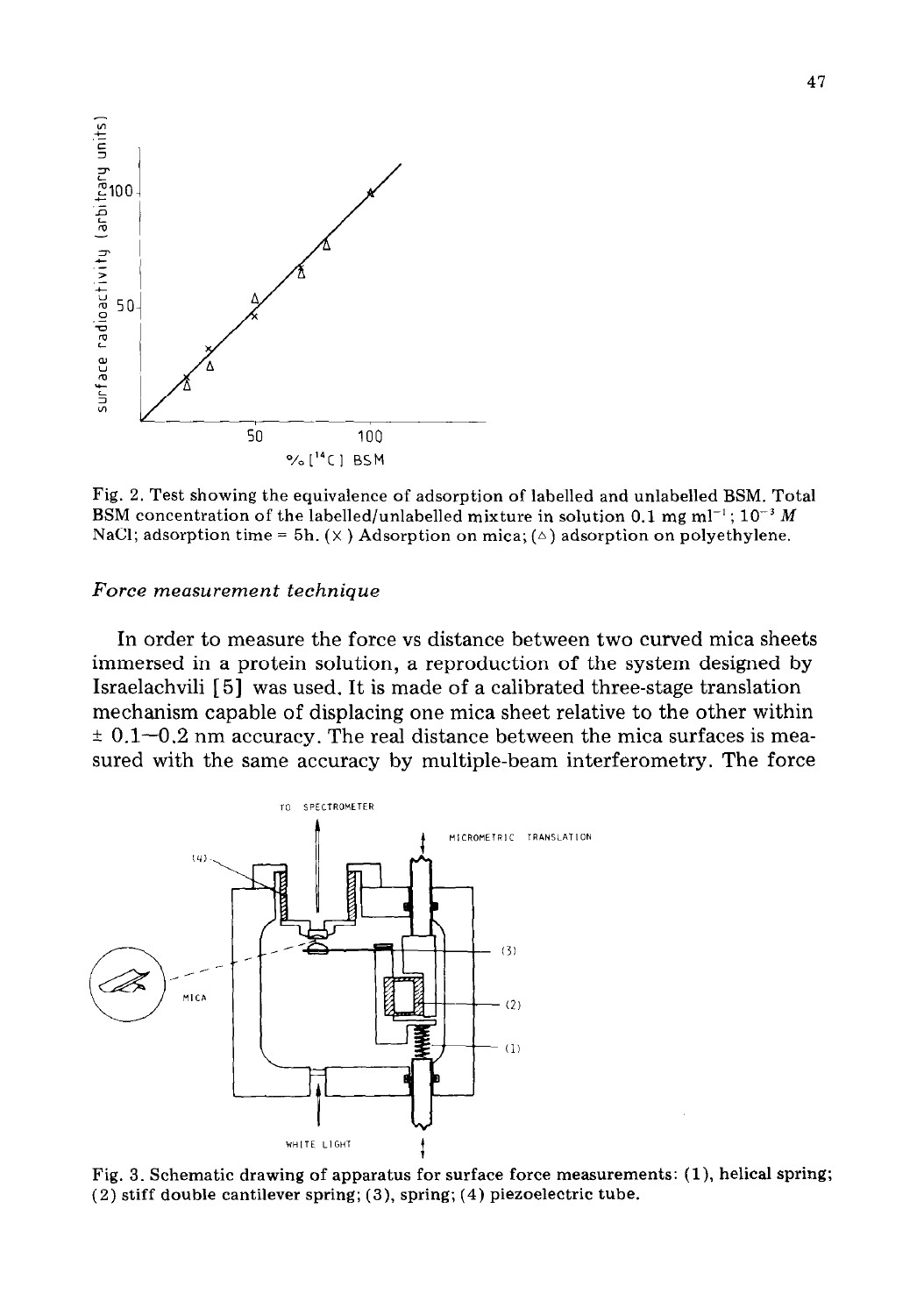Fig. 2. Test showing the equivalence of adsorption of labelled and unlabelled BSM. Total BSM concentration of the labelled/unlabelled mixture in solution 0.1 mg $ml^{-1}$; $10^{-3}$ *M* NaCl; adsorption time = 5h. (×) Adsorption on mica; (△) adsorption on polyethylene.

### *Force measurement technique*

In order to measure the force vs distance between two curved mica sheets immersed in a protein solution, a reproduction of the system designed by Israelachvili [5] was used. It is made of a calibrated three-stage translation mechanism capable of displacing one mica sheet relative to the other within ± 0.1—0.2 nm accuracy. The real distance between the mica surfaces is measured with the same accuracy by multiple-beam interferometry. The force

Fig. 3. Schematic drawing of apparatus for surface force measurements: (1), helical spring; (2) stiff double cantilever spring; (3), spring; (4) piezoelectric tube.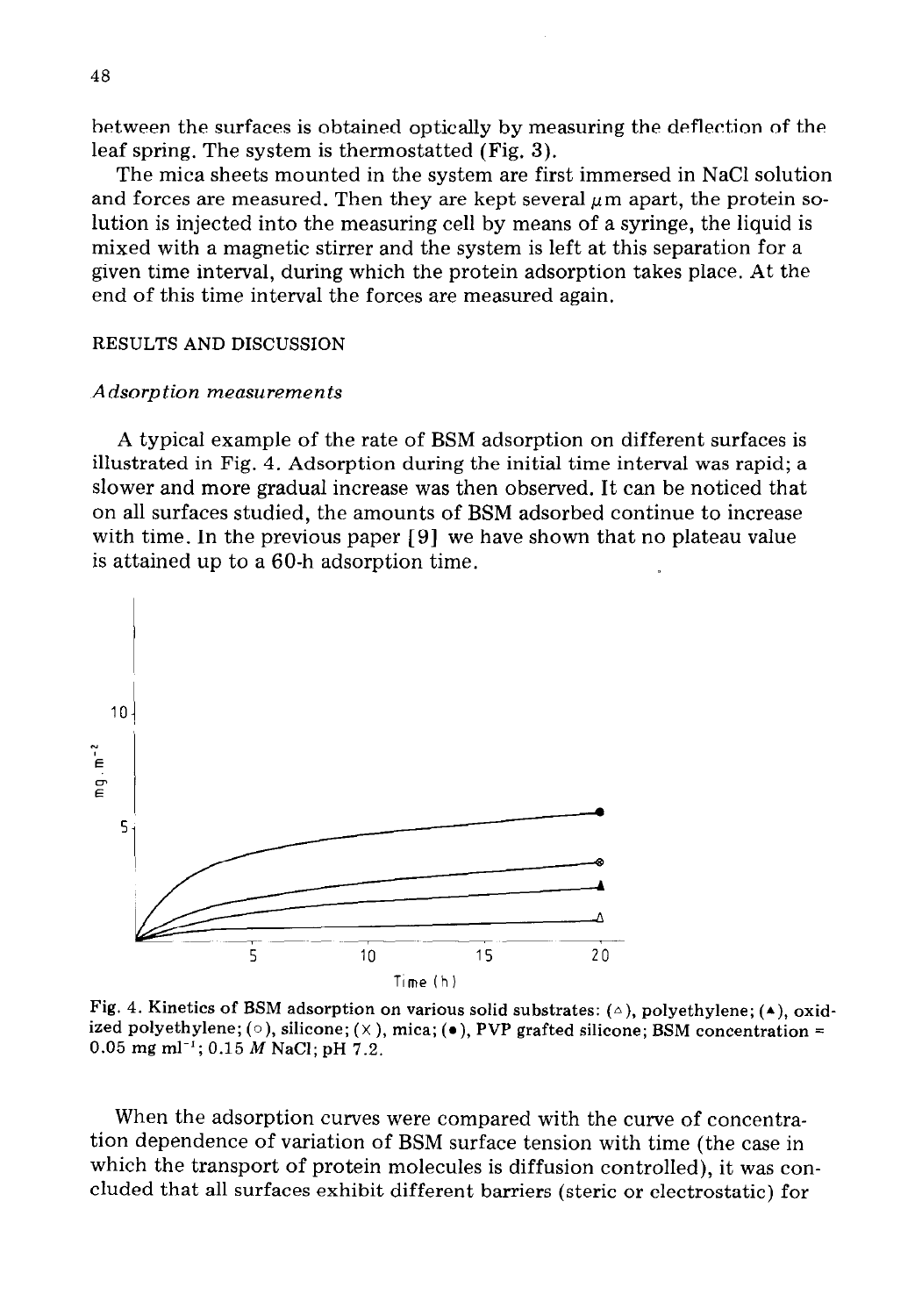between the surfaces is obtained optically by measuring the deflection of the leaf spring. The system is thermostatted (Fig. 3).

The mica sheets mounted in the system are first immersed in NaCl solution and forces are measured. Then they are kept several μm apart, the protein solution is injected into the measuring cell by means of a syringe, the liquid is mixed with a magnetic stirrer and the system is left at this separation for a given time interval, during which the protein adsorption takes place. At the end of this time interval the forces are measured again.

## RESULTS AND DISCUSSION

### *Adsorption measurements*

A typical example of the rate of BSM adsorption on different surfaces is illustrated in Fig. 4. Adsorption during the initial time interval was rapid; a slower and more gradual increase was then observed. It can be noticed that on all surfaces studied, the amounts of BSM adsorbed continue to increase with time. In the previous paper [9] we have shown that no plateau value is attained up to a 60-h adsorption time.

Fig. 4. Kinetics of BSM adsorption on various solid substrates: (△), polyethylene; (▲), oxidized polyethylene; (○), silicone; (×), mica; (●), PVP grafted silicone; BSM concentration = 0.05 mg $ml^{-1}$; 0.15 *M* NaCl; pH 7.2.

When the adsorption curves were compared with the curve of concentration dependence of variation of BSM surface tension with time (the case in which the transport of protein molecules is diffusion controlled), it was concluded that all surfaces exhibit different barriers (steric or electrostatic) for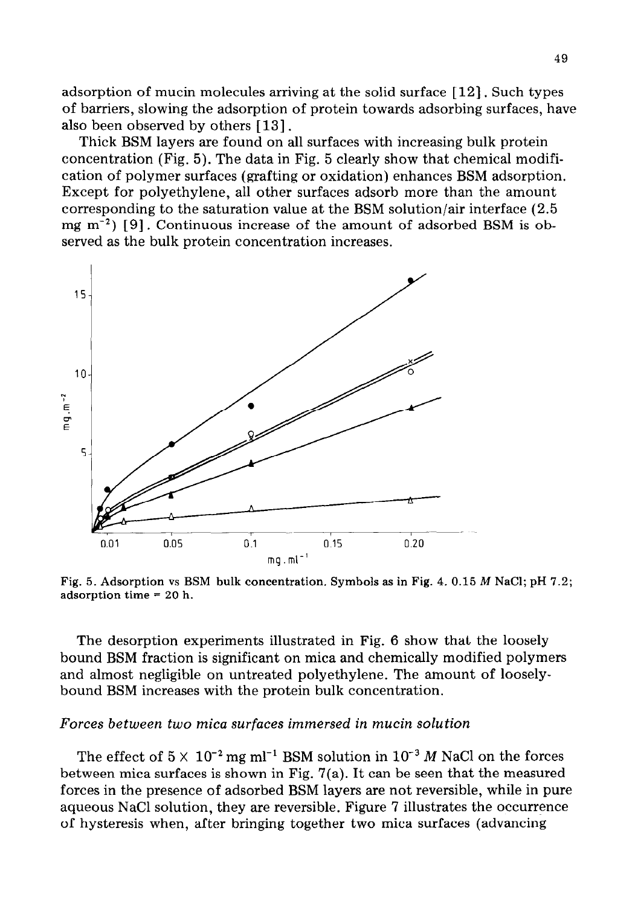adsorption of mucin molecules arriving at the solid surface [12]. Such types of barriers, slowing the adsorption of protein towards adsorbing surfaces, have also been observed by others [13].

Thick BSM layers are found on all surfaces with increasing bulk protein concentration (Fig. 5). The data in Fig. 5 clearly show that chemical modification of polymer surfaces (grafting or oxidation) enhances BSM adsorption. Except for polyethylene, all other surfaces adsorb more than the amount corresponding to the saturation value at the BSM solution/air interface (2.5 mg $m^{-2}$) [9]. Continuous increase of the amount of adsorbed BSM is observed as the bulk protein concentration increases.

Fig. 5. Adsorption vs BSM bulk concentration. Symbols as in Fig. 4. 0.15 $M$ NaCl; pH 7.2; adsorption time = 20 h.

The desorption experiments illustrated in Fig. 6 show that the loosely bound BSM fraction is significant on mica and chemically modified polymers and almost negligible on untreated polyethylene. The amount of loosely-bound BSM increases with the protein bulk concentration.

*Forces between two mica surfaces immersed in mucin solution*

The effect of $5 \times 10^{-2}$ mg $ml^{-1}$ BSM solution in $10^{-3}$ $M$ NaCl on the forces between mica surfaces is shown in Fig. 7(a). It can be seen that the measured forces in the presence of adsorbed BSM layers are not reversible, while in pure aqueous NaCl solution, they are reversible. Figure 7 illustrates the occurrence of hysteresis when, after bringing together two mica surfaces (advancing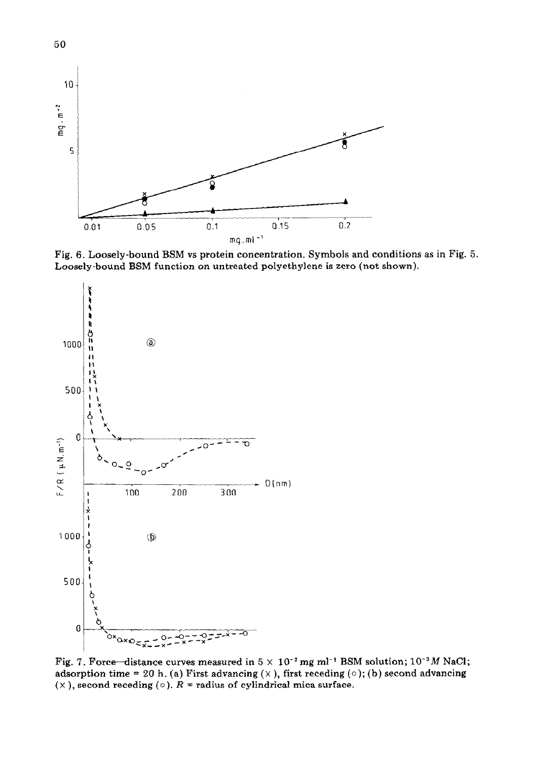Fig. 6. Loosely-bound BSM vs protein concentration. Symbols and conditions as in Fig. 5. Loosely-bound BSM function on untreated polyethylene is zero (not shown).

Fig. 7. Force—distance curves measured in $5 \times 10^{-2}$ mg ml$^{-1}$ BSM solution; $10^{-3} M$ NaCl; adsorption time = 20 h. (a) First advancing (×), first receding (○); (b) second advancing (×), second receding (○). $R$ = radius of cylindrical mica surface.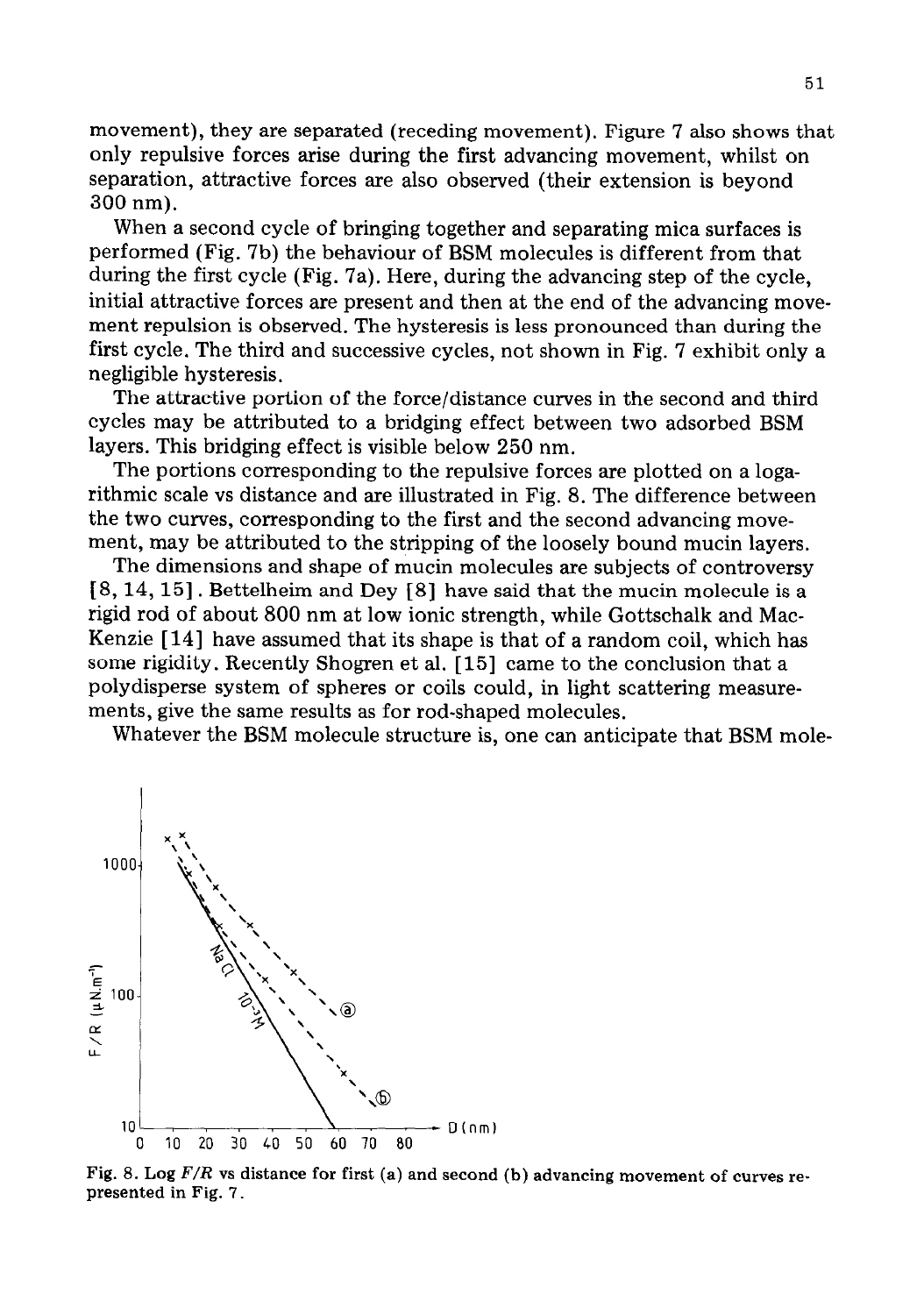movement), they are separated (receding movement). Figure 7 also shows that only repulsive forces arise during the first advancing movement, whilst on separation, attractive forces are also observed (their extension is beyond 300 nm).

When a second cycle of bringing together and separating mica surfaces is performed (Fig. 7b) the behaviour of BSM molecules is different from that during the first cycle (Fig. 7a). Here, during the advancing step of the cycle, initial attractive forces are present and then at the end of the advancing movement repulsion is observed. The hysteresis is less pronounced than during the first cycle. The third and successive cycles, not shown in Fig. 7 exhibit only a negligible hysteresis.

The attractive portion of the force/distance curves in the second and third cycles may be attributed to a bridging effect between two adsorbed BSM layers. This bridging effect is visible below 250 nm.

The portions corresponding to the repulsive forces are plotted on a logarithmic scale vs distance and are illustrated in Fig. 8. The difference between the two curves, corresponding to the first and the second advancing movement, may be attributed to the stripping of the loosely bound mucin layers.

The dimensions and shape of mucin molecules are subjects of controversy [8, 14, 15]. Bettelheim and Dey [8] have said that the mucin molecule is a rigid rod of about 800 nm at low ionic strength, while Gottschalk and MacKenzie [14] have assumed that its shape is that of a random coil, which has some rigidity. Recently Shogren et al. [15] came to the conclusion that a polydisperse system of spheres or coils could, in light scattering measurements, give the same results as for rod-shaped molecules.

Whatever the BSM molecule structure is, one can anticipate that BSM mole-

Fig. 8. Log $F/R$ vs distance for first (a) and second (b) advancing movement of curves represented in Fig. 7.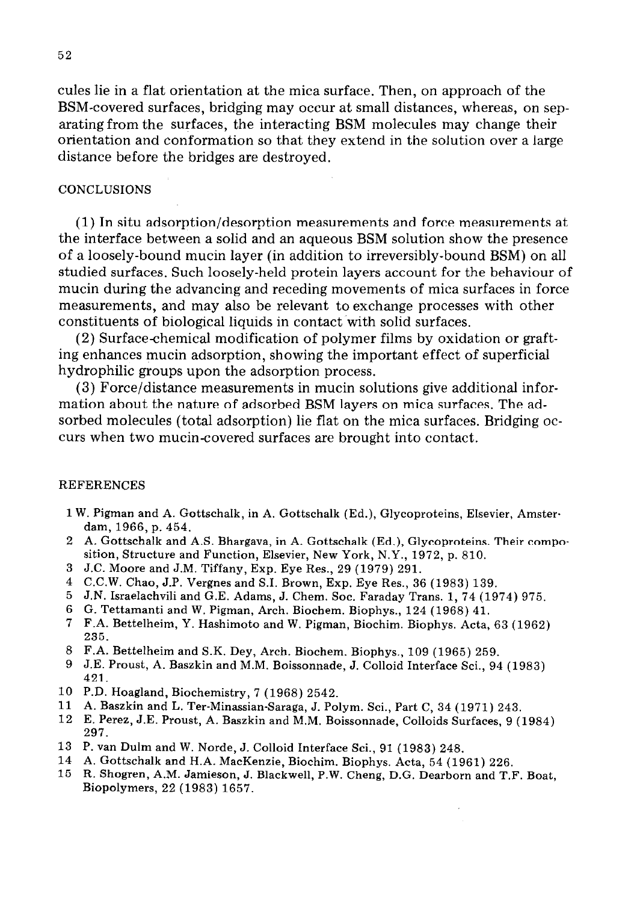cules lie in a flat orientation at the mica surface. Then, on approach of the BSM-covered surfaces, bridging may occur at small distances, whereas, on separating from the surfaces, the interacting BSM molecules may change their orientation and conformation so that they extend in the solution over a large distance before the bridges are destroyed.

## CONCLUSIONS

(1) In situ adsorption/desorption measurements and force measurements at the interface between a solid and an aqueous BSM solution show the presence of a loosely-bound mucin layer (in addition to irreversibly-bound BSM) on all studied surfaces. Such loosely-held protein layers account for the behaviour of mucin during the advancing and receding movements of mica surfaces in force measurements, and may also be relevant to exchange processes with other constituents of biological liquids in contact with solid surfaces.

(2) Surface-chemical modification of polymer films by oxidation or grafting enhances mucin adsorption, showing the important effect of superficial hydrophilic groups upon the adsorption process.

(3) Force/distance measurements in mucin solutions give additional information about the nature of adsorbed BSM layers on mica surfaces. The adsorbed molecules (total adsorption) lie flat on the mica surfaces. Bridging occurs when two mucin-covered surfaces are brought into contact.

## REFERENCES

1. W. Pigman and A. Gottschalk, in A. Gottschalk (Ed.), Glycoproteins, Elsevier, Amsterdam, 1966, p. 454.
2. A. Gottschalk and A.S. Bhargava, in A. Gottschalk (Ed.), Glycoproteins. Their composition, Structure and Function, Elsevier, New York, N.Y., 1972, p. 810.
3. J.C. Moore and J.M. Tiffany, Exp. Eye Res., 29 (1979) 291.
4. C.C.W. Chao, J.P. Vergnes and S.I. Brown, Exp. Eye Res., 36 (1983) 139.
5. J.N. Israelachvili and G.E. Adams, J. Chem. Soc. Faraday Trans. 1, 74 (1974) 975.
6. G. Tettamanti and W. Pigman, Arch. Biochem. Biophys., 124 (1968) 41.
7. F.A. Bettelheim, Y. Hashimoto and W. Pigman, Biochim. Biophys. Acta, 63 (1962) 235.
8. F.A. Bettelheim and S.K. Dey, Arch. Biochem. Biophys., 109 (1965) 259.
9. J.E. Proust, A. Baszkin and M.M. Boissonnade, J. Colloid Interface Sci., 94 (1983) 421.
10. P.D. Hoagland, Biochemistry, 7 (1968) 2542.
11. A. Baszkin and L. Ter-Minassian-Saraga, J. Polym. Sci., Part C, 34 (1971) 243.
12. E. Perez, J.E. Proust, A. Baszkin and M.M. Boissonnade, Colloids Surfaces, 9 (1984) 297.
13. P. van Dulm and W. Norde, J. Colloid Interface Sci., 91 (1983) 248.
14. A. Gottschalk and H.A. MacKenzie, Biochim. Biophys. Acta, 54 (1961) 226.
15. R. Shogren, A.M. Jamieson, J. Blackwell, P.W. Cheng, D.G. Dearborn and T.F. Boat, Biopolymers, 22 (1983) 1657.